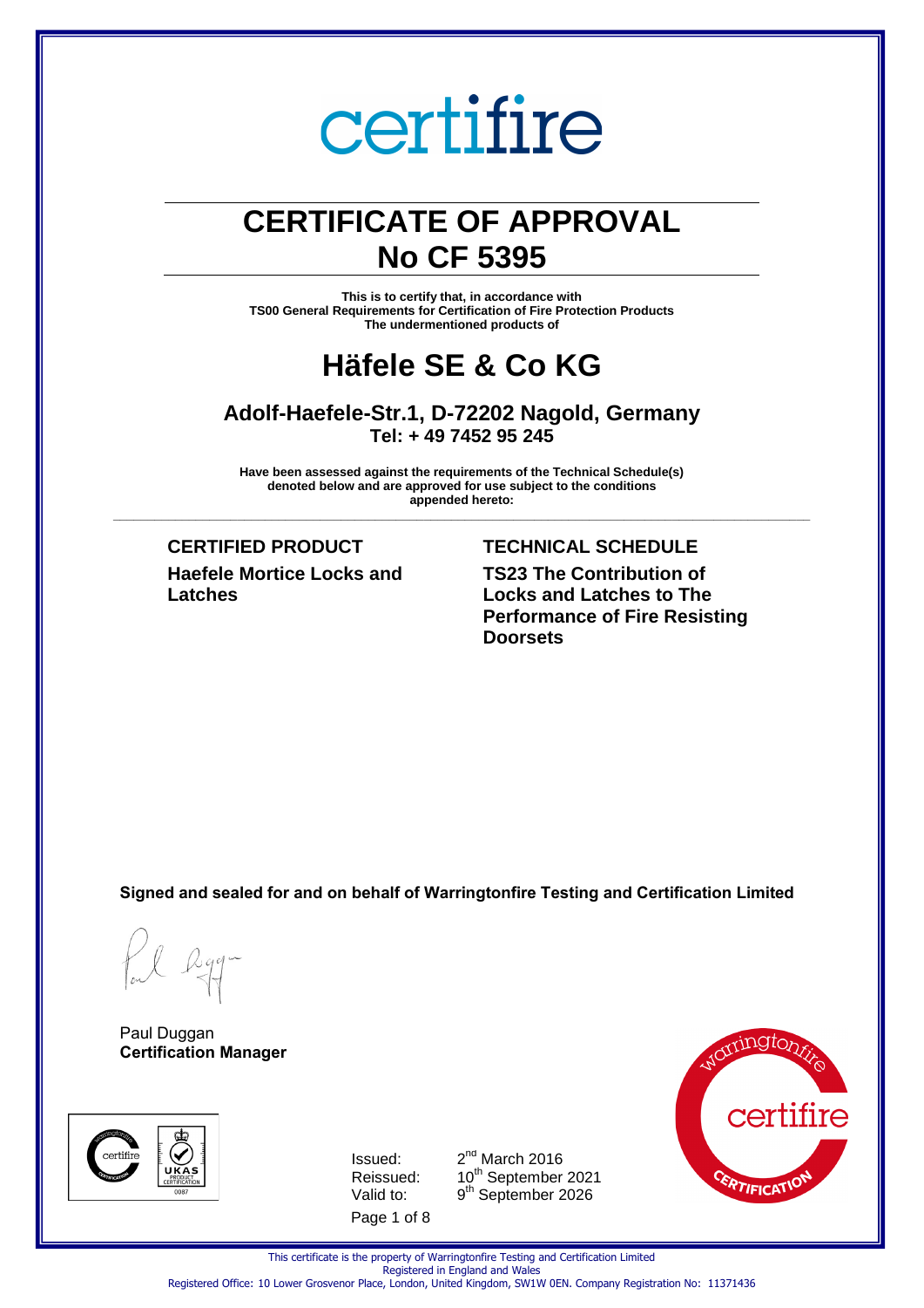certifire

# CERTIFICATE OF APPROVAL
# No CF 5395

**This is to certify that, in accordance with**
**TS00 General Requirements for Certification of Fire Protection Products**
**The undermentioned products of**

# Häfele SE & Co KG

### Adolf-Haefele-Str.1, D-72202 Nagold, Germany
**Tel: + 49 7452 95 245**

**Have been assessed against the requirements of the Technical Schedule(s) denoted below and are approved for use subject to the conditions appended hereto:**

---

| CERTIFIED PRODUCT | TECHNICAL SCHEDULE |
|---|---|
| **Haefele Mortice Locks and Latches** | **TS23 The Contribution of Locks and Latches to The Performance of Fire Resisting Doorsets** |

**Signed and sealed for and on behalf of Warringtonfire Testing and Certification Limited**

Paul Duggan
**Certification Manager**

Issued: 2nd March 2016
Reissued: 10th September 2021
Valid to: 9th September 2026

This certificate is the property of Warringtonfire Testing and Certification Limited
Registered in England and Wales
Registered Office: 10 Lower Grosvenor Place, London, United Kingdom, SW1W 0EN. Company Registration No: 11371436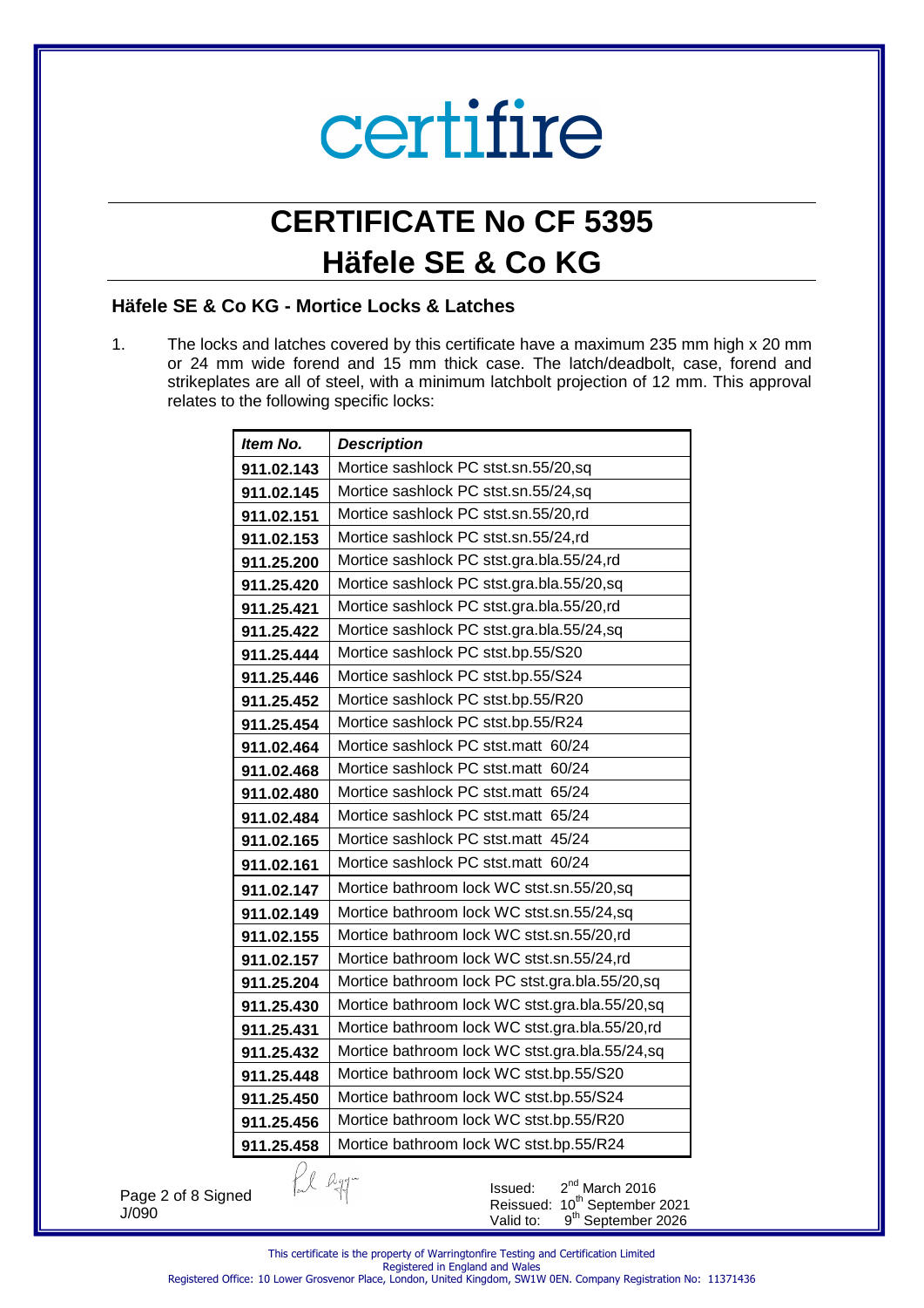# certifire

# CERTIFICATE No CF 5395
# Häfele SE & Co KG

### Häfele SE & Co KG - Mortice Locks & Latches

1. The locks and latches covered by this certificate have a maximum 235 mm high x 20 mm or 24 mm wide forend and 15 mm thick case. The latch/deadbolt, case, forend and strikeplates are all of steel, with a minimum latchbolt projection of 12 mm. This approval relates to the following specific locks:

| ***Item No.*** | ***Description*** |
|---|---|
| **911.02.143** | Mortice sashlock PC stst.sn.55/20,sq |
| **911.02.145** | Mortice sashlock PC stst.sn.55/24,sq |
| **911.02.151** | Mortice sashlock PC stst.sn.55/20,rd |
| **911.02.153** | Mortice sashlock PC stst.sn.55/24,rd |
| **911.25.200** | Mortice sashlock PC stst.gra.bla.55/24,rd |
| **911.25.420** | Mortice sashlock PC stst.gra.bla.55/20,sq |
| **911.25.421** | Mortice sashlock PC stst.gra.bla.55/20,rd |
| **911.25.422** | Mortice sashlock PC stst.gra.bla.55/24,sq |
| **911.25.444** | Mortice sashlock PC stst.bp.55/S20 |
| **911.25.446** | Mortice sashlock PC stst.bp.55/S24 |
| **911.25.452** | Mortice sashlock PC stst.bp.55/R20 |
| **911.25.454** | Mortice sashlock PC stst.bp.55/R24 |
| **911.02.464** | Mortice sashlock PC stst.matt 60/24 |
| **911.02.468** | Mortice sashlock PC stst.matt 60/24 |
| **911.02.480** | Mortice sashlock PC stst.matt 65/24 |
| **911.02.484** | Mortice sashlock PC stst.matt 65/24 |
| **911.02.165** | Mortice sashlock PC stst.matt 45/24 |
| **911.02.161** | Mortice sashlock PC stst.matt 60/24 |
| **911.02.147** | Mortice bathroom lock WC stst.sn.55/20,sq |
| **911.02.149** | Mortice bathroom lock WC stst.sn.55/24,sq |
| **911.02.155** | Mortice bathroom lock WC stst.sn.55/20,rd |
| **911.02.157** | Mortice bathroom lock WC stst.sn.55/24,rd |
| **911.25.204** | Mortice bathroom lock PC stst.gra.bla.55/20,sq |
| **911.25.430** | Mortice bathroom lock WC stst.gra.bla.55/20,sq |
| **911.25.431** | Mortice bathroom lock WC stst.gra.bla.55/20,rd |
| **911.25.432** | Mortice bathroom lock WC stst.gra.bla.55/24,sq |
| **911.25.448** | Mortice bathroom lock WC stst.bp.55/S20 |
| **911.25.450** | Mortice bathroom lock WC stst.bp.55/S24 |
| **911.25.456** | Mortice bathroom lock WC stst.bp.55/R20 |
| **911.25.458** | Mortice bathroom lock WC stst.bp.55/R24 |

Signed
J/090

Issued: 2nd March 2016
Reissued: 10th September 2021
Valid to: 9th September 2026

This certificate is the property of Warringtonfire Testing and Certification Limited
Registered in England and Wales
Registered Office: 10 Lower Grosvenor Place, London, United Kingdom, SW1W 0EN. Company Registration No: 11371436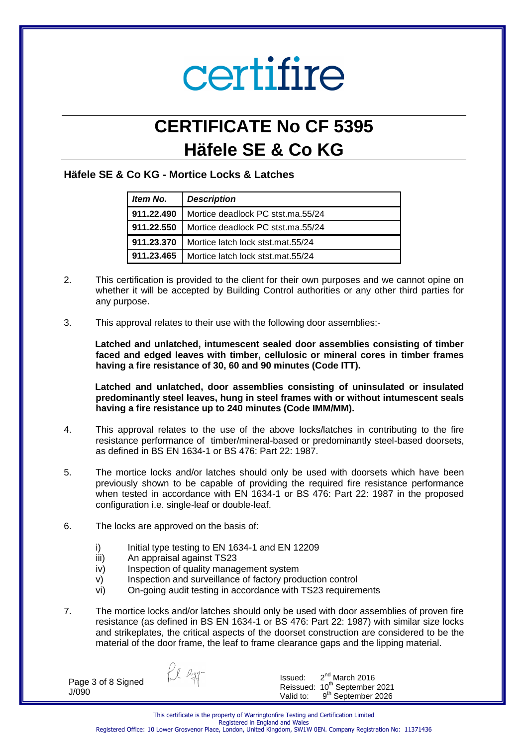certifire

# CERTIFICATE No CF 5395
# Häfele SE & Co KG

### Häfele SE & Co KG - Mortice Locks & Latches

| *Item No.* | *Description* |
|---|---|
| **911.22.490** | Mortice deadlock PC stst.ma.55/24 |
| **911.22.550** | Mortice deadlock PC stst.ma.55/24 |
| **911.23.370** | Mortice latch lock stst.mat.55/24 |
| **911.23.465** | Mortice latch lock stst.mat.55/24 |

2. This certification is provided to the client for their own purposes and we cannot opine on whether it will be accepted by Building Control authorities or any other third parties for any purpose.

3. This approval relates to their use with the following door assemblies:-

   **Latched and unlatched, intumescent sealed door assemblies consisting of timber faced and edged leaves with timber, cellulosic or mineral cores in timber frames having a fire resistance of 30, 60 and 90 minutes (Code ITT).**

   **Latched and unlatched, door assemblies consisting of uninsulated or insulated predominantly steel leaves, hung in steel frames with or without intumescent seals having a fire resistance up to 240 minutes (Code IMM/MM).**

4. This approval relates to the use of the above locks/latches in contributing to the fire resistance performance of timber/mineral-based or predominantly steel-based doorsets, as defined in BS EN 1634-1 or BS 476: Part 22: 1987.

5. The mortice locks and/or latches should only be used with doorsets which have been previously shown to be capable of providing the required fire resistance performance when tested in accordance with EN 1634-1 or BS 476: Part 22: 1987 in the proposed configuration i.e. single-leaf or double-leaf.

6. The locks are approved on the basis of:

   i) Initial type testing to EN 1634-1 and EN 12209
   iii) An appraisal against TS23
   iv) Inspection of quality management system
   v) Inspection and surveillance of factory production control
   vi) On-going audit testing in accordance with TS23 requirements

7. The mortice locks and/or latches should only be used with door assemblies of proven fire resistance (as defined in BS EN 1634-1 or BS 476: Part 22: 1987) with similar size locks and strikeplates, the critical aspects of the doorset construction are considered to be the material of the door frame, the leaf to frame clearance gaps and the lipping material.

Signed
J/090

Issued: 2nd March 2016
Reissued: 10th September 2021
Valid to: 9th September 2026

This certificate is the property of Warringtonfire Testing and Certification Limited
Registered in England and Wales
Registered Office: 10 Lower Grosvenor Place, London, United Kingdom, SW1W 0EN. Company Registration No: 11371436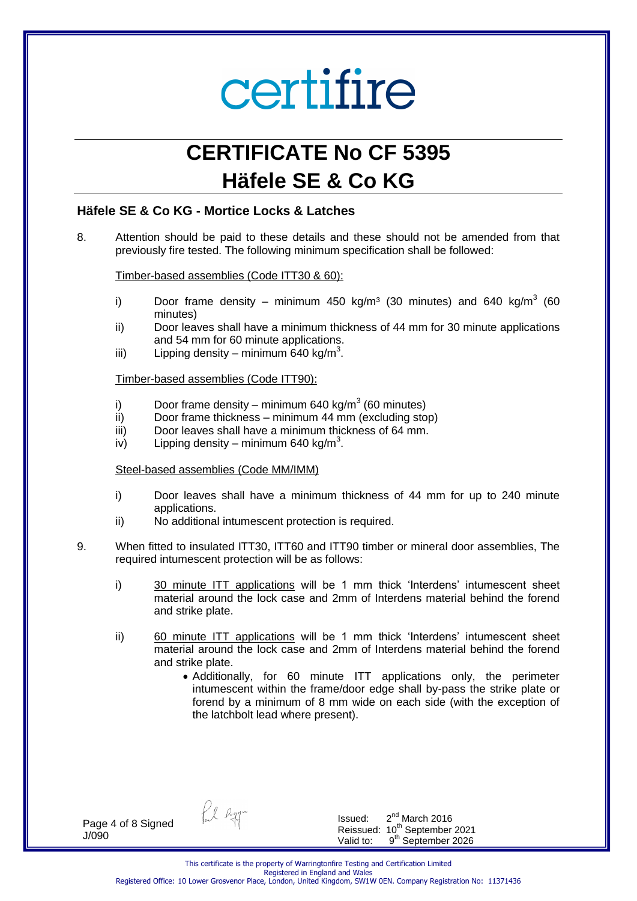# certifire

# CERTIFICATE No CF 5395

# Häfele SE & Co KG

### Häfele SE & Co KG - Mortice Locks & Latches

8. Attention should be paid to these details and these should not be amended from that previously fire tested. The following minimum specification shall be followed:

   Timber-based assemblies (Code ITT30 & 60):

   i) Door frame density – minimum 450 kg/m³ (30 minutes) and 640 kg/m³ (60 minutes)
   ii) Door leaves shall have a minimum thickness of 44 mm for 30 minute applications and 54 mm for 60 minute applications.
   iii) Lipping density – minimum 640 kg/m³.

   Timber-based assemblies (Code ITT90):

   i) Door frame density – minimum 640 kg/m³ (60 minutes)
   ii) Door frame thickness – minimum 44 mm (excluding stop)
   iii) Door leaves shall have a minimum thickness of 64 mm.
   iv) Lipping density – minimum 640 kg/m³.

   Steel-based assemblies (Code MM/IMM)

   i) Door leaves shall have a minimum thickness of 44 mm for up to 240 minute applications.
   ii) No additional intumescent protection is required.

9. When fitted to insulated ITT30, ITT60 and ITT90 timber or mineral door assemblies, The required intumescent protection will be as follows:

   i) 30 minute ITT applications will be 1 mm thick 'Interdens' intumescent sheet material around the lock case and 2mm of Interdens material behind the forend and strike plate.

   ii) 60 minute ITT applications will be 1 mm thick 'Interdens' intumescent sheet material around the lock case and 2mm of Interdens material behind the forend and strike plate.
      - Additionally, for 60 minute ITT applications only, the perimeter intumescent within the frame/door edge shall by-pass the strike plate or forend by a minimum of 8 mm wide on each side (with the exception of the latchbolt lead where present).

Signed J/090

Issued: 2nd March 2016
Reissued: 10th September 2021
Valid to: 9th September 2026

This certificate is the property of Warringtonfire Testing and Certification Limited
Registered in England and Wales
Registered Office: 10 Lower Grosvenor Place, London, United Kingdom, SW1W 0EN. Company Registration No: 11371436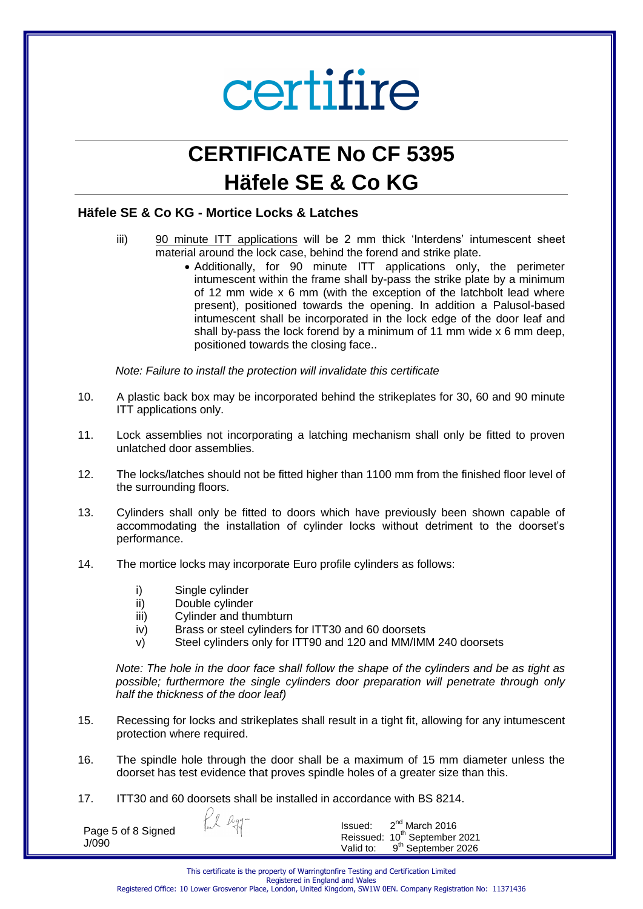# CERTIFICATE No CF 5395

# Häfele SE & Co KG

## Häfele SE & Co KG - Mortice Locks & Latches

iii) 90 minute ITT applications will be 2 mm thick 'Interdens' intumescent sheet material around the lock case, behind the forend and strike plate.

- Additionally, for 90 minute ITT applications only, the perimeter intumescent within the frame shall by-pass the strike plate by a minimum of 12 mm wide x 6 mm (with the exception of the latchbolt lead where present), positioned towards the opening. In addition a Palusol-based intumescent shall be incorporated in the lock edge of the door leaf and shall by-pass the lock forend by a minimum of 11 mm wide x 6 mm deep, positioned towards the closing face..

*Note: Failure to install the protection will invalidate this certificate*

10. A plastic back box may be incorporated behind the strikeplates for 30, 60 and 90 minute ITT applications only.

11. Lock assemblies not incorporating a latching mechanism shall only be fitted to proven unlatched door assemblies.

12. The locks/latches should not be fitted higher than 1100 mm from the finished floor level of the surrounding floors.

13. Cylinders shall only be fitted to doors which have previously been shown capable of accommodating the installation of cylinder locks without detriment to the doorset's performance.

14. The mortice locks may incorporate Euro profile cylinders as follows:

    i) Single cylinder
    ii) Double cylinder
    iii) Cylinder and thumbturn
    iv) Brass or steel cylinders for ITT30 and 60 doorsets
    v) Steel cylinders only for ITT90 and 120 and MM/IMM 240 doorsets

    *Note: The hole in the door face shall follow the shape of the cylinders and be as tight as possible; furthermore the single cylinders door preparation will penetrate through only half the thickness of the door leaf)*

15. Recessing for locks and strikeplates shall result in a tight fit, allowing for any intumescent protection where required.

16. The spindle hole through the door shall be a maximum of 15 mm diameter unless the doorset has test evidence that proves spindle holes of a greater size than this.

17. ITT30 and 60 doorsets shall be installed in accordance with BS 8214.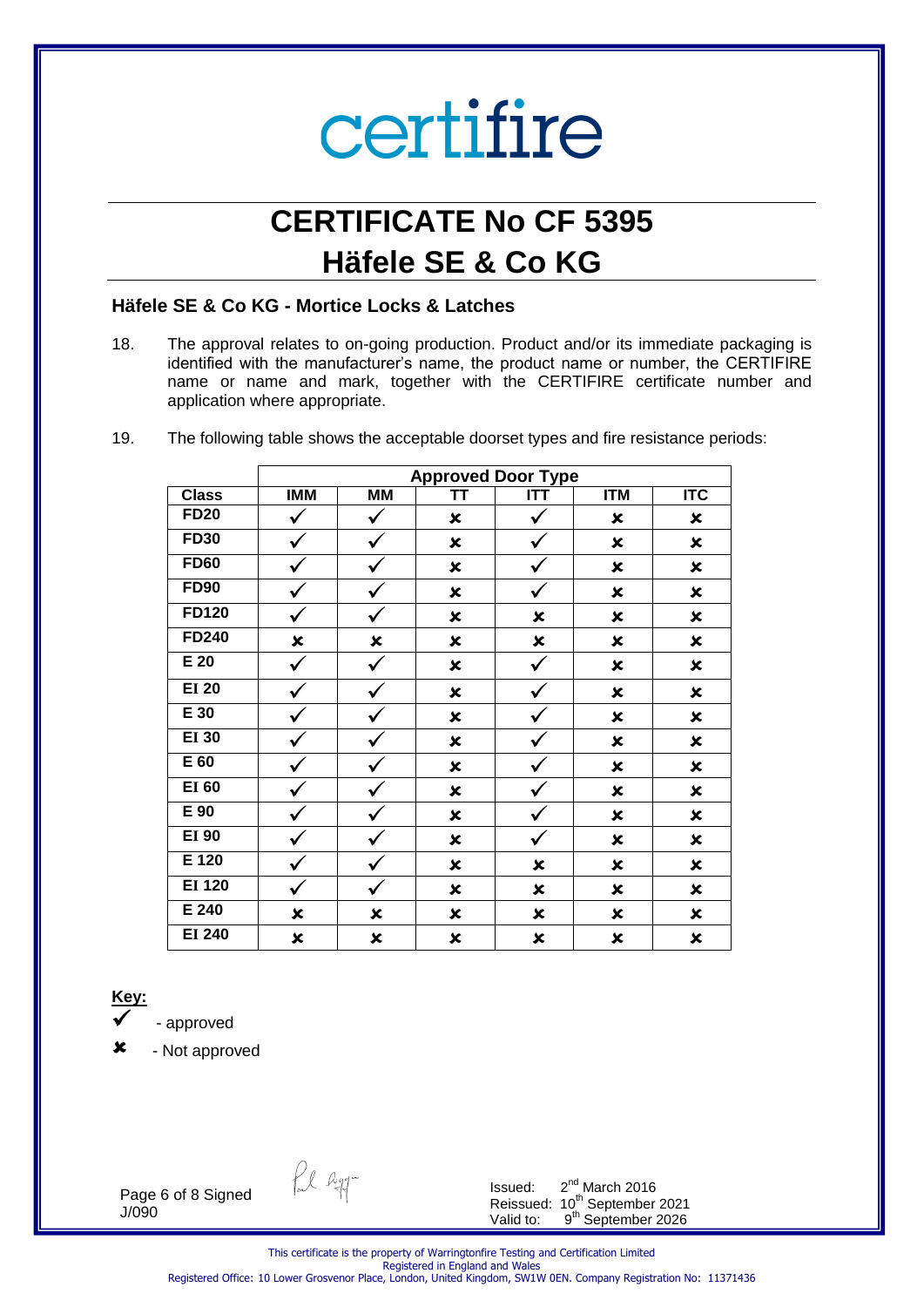# certifire

# CERTIFICATE No CF 5395
# Häfele SE & Co KG

### Häfele SE & Co KG - Mortice Locks & Latches

18. The approval relates to on-going production. Product and/or its immediate packaging is identified with the manufacturer's name, the product name or number, the CERTIFIRE name or name and mark, together with the CERTIFIRE certificate number and application where appropriate.

19. The following table shows the acceptable doorset types and fire resistance periods:

| | Approved Door Type | | | | | |
|---|---|---|---|---|---|---|
| **Class** | **IMM** | **MM** | **TT** | **ITT** | **ITM** | **ITC** |
| **FD20** | ✓ | ✓ | ✗ | ✓ | ✗ | ✗ |
| **FD30** | ✓ | ✓ | ✗ | ✓ | ✗ | ✗ |
| **FD60** | ✓ | ✓ | ✗ | ✓ | ✗ | ✗ |
| **FD90** | ✓ | ✓ | ✗ | ✓ | ✗ | ✗ |
| **FD120** | ✓ | ✓ | ✗ | ✗ | ✗ | ✗ |
| **FD240** | ✗ | ✗ | ✗ | ✗ | ✗ | ✗ |
| **E 20** | ✓ | ✓ | ✗ | ✓ | ✗ | ✗ |
| **EI 20** | ✓ | ✓ | ✗ | ✓ | ✗ | ✗ |
| **E 30** | ✓ | ✓ | ✗ | ✓ | ✗ | ✗ |
| **EI 30** | ✓ | ✓ | ✗ | ✓ | ✗ | ✗ |
| **E 60** | ✓ | ✓ | ✗ | ✓ | ✗ | ✗ |
| **EI 60** | ✓ | ✓ | ✗ | ✓ | ✗ | ✗ |
| **E 90** | ✓ | ✓ | ✗ | ✓ | ✗ | ✗ |
| **EI 90** | ✓ | ✓ | ✗ | ✓ | ✗ | ✗ |
| **E 120** | ✓ | ✓ | ✗ | ✗ | ✗ | ✗ |
| **EI 120** | ✓ | ✓ | ✗ | ✗ | ✗ | ✗ |
| **E 240** | ✗ | ✗ | ✗ | ✗ | ✗ | ✗ |
| **EI 240** | ✗ | ✗ | ✗ | ✗ | ✗ | ✗ |

**Key:**

✓ - approved

✗ - Not approved

Signed

J/090

Issued: 2nd March 2016
Reissued: 10th September 2021
Valid to: 9th September 2026

This certificate is the property of Warringtonfire Testing and Certification Limited
Registered in England and Wales
Registered Office: 10 Lower Grosvenor Place, London, United Kingdom, SW1W 0EN. Company Registration No: 11371436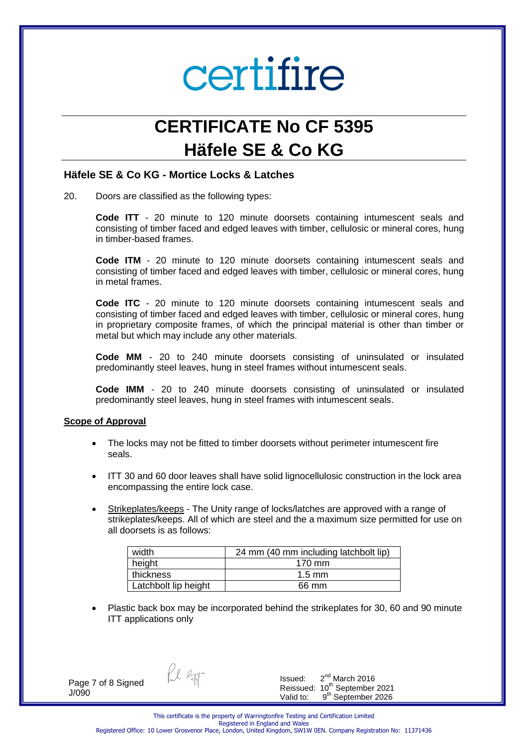# CERTIFICATE No CF 5395

# Häfele SE & Co KG

### Häfele SE & Co KG - Mortice Locks & Latches

20. Doors are classified as the following types:

    **Code ITT** - 20 minute to 120 minute doorsets containing intumescent seals and consisting of timber faced and edged leaves with timber, cellulosic or mineral cores, hung in timber-based frames.

    **Code ITM** - 20 minute to 120 minute doorsets containing intumescent seals and consisting of timber faced and edged leaves with timber, cellulosic or mineral cores, hung in metal frames.

    **Code ITC** - 20 minute to 120 minute doorsets containing intumescent seals and consisting of timber faced and edged leaves with timber, cellulosic or mineral cores, hung in proprietary composite frames, of which the principal material is other than timber or metal but which may include any other materials.

    **Code MM** - 20 to 240 minute doorsets consisting of uninsulated or insulated predominantly steel leaves, hung in steel frames without intumescent seals.

    **Code IMM** - 20 to 240 minute doorsets consisting of uninsulated or insulated predominantly steel leaves, hung in steel frames with intumescent seals.

**Scope of Approval**

- The locks may not be fitted to timber doorsets without perimeter intumescent fire seals.
- ITT 30 and 60 door leaves shall have solid lignocellulosic construction in the lock area encompassing the entire lock case.
- Strikeplates/keeps - The Unity range of locks/latches are approved with a range of strikeplates/keeps. All of which are steel and the a maximum size permitted for use on all doorsets is as follows:

| | |
|---|---|
| width | 24 mm (40 mm including latchbolt lip) |
| height | 170 mm |
| thickness | 1.5 mm |
| Latchbolt lip height | 66 mm |

- Plastic back box may be incorporated behind the strikeplates for 30, 60 and 90 minute ITT applications only

Signed J/090

Issued: 2nd March 2016
Reissued: 10th September 2021
Valid to: 9th September 2026

This certificate is the property of Warringtonfire Testing and Certification Limited
Registered in England and Wales
Registered Office: 10 Lower Grosvenor Place, London, United Kingdom, SW1W 0EN. Company Registration No: 11371436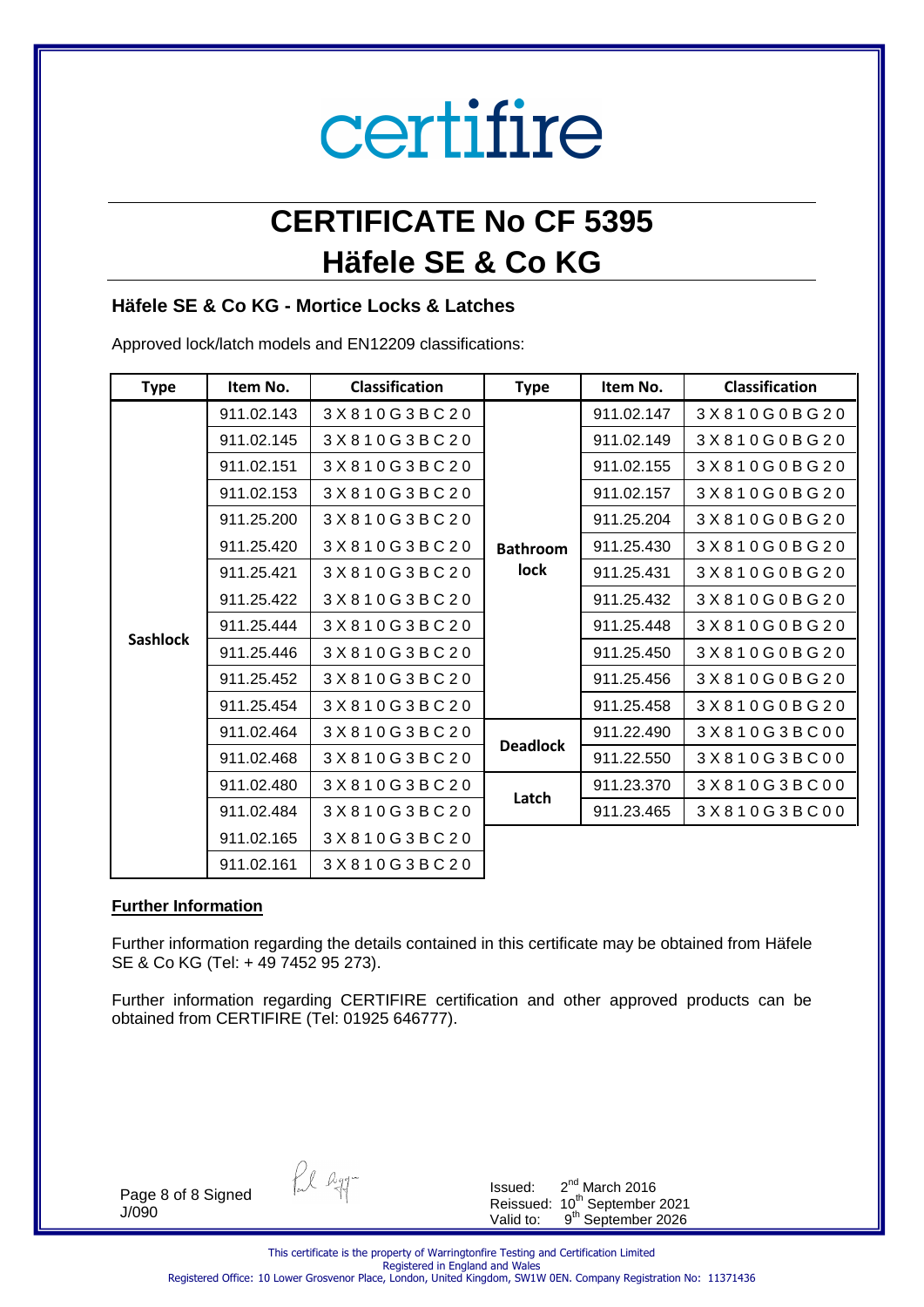# certifire

# CERTIFICATE No CF 5395

# Häfele SE & Co KG

### Häfele SE & Co KG - Mortice Locks & Latches

Approved lock/latch models and EN12209 classifications:

| Type | Item No. | Classification | Type | Item No. | Classification |
|---|---|---|---|---|---|
| Sashlock | 911.02.143 | 3 X 8 1 0 G 3 B C 2 0 | Bathroom lock | 911.02.147 | 3 X 8 1 0 G 0 B G 2 0 |
| | 911.02.145 | 3 X 8 1 0 G 3 B C 2 0 | | 911.02.149 | 3 X 8 1 0 G 0 B G 2 0 |
| | 911.02.151 | 3 X 8 1 0 G 3 B C 2 0 | | 911.02.155 | 3 X 8 1 0 G 0 B G 2 0 |
| | 911.02.153 | 3 X 8 1 0 G 3 B C 2 0 | | 911.02.157 | 3 X 8 1 0 G 0 B G 2 0 |
| | 911.25.200 | 3 X 8 1 0 G 3 B C 2 0 | | 911.25.204 | 3 X 8 1 0 G 0 B G 2 0 |
| | 911.25.420 | 3 X 8 1 0 G 3 B C 2 0 | | 911.25.430 | 3 X 8 1 0 G 0 B G 2 0 |
| | 911.25.421 | 3 X 8 1 0 G 3 B C 2 0 | | 911.25.431 | 3 X 8 1 0 G 0 B G 2 0 |
| | 911.25.422 | 3 X 8 1 0 G 3 B C 2 0 | | 911.25.432 | 3 X 8 1 0 G 0 B G 2 0 |
| | 911.25.444 | 3 X 8 1 0 G 3 B C 2 0 | | 911.25.448 | 3 X 8 1 0 G 0 B G 2 0 |
| | 911.25.446 | 3 X 8 1 0 G 3 B C 2 0 | | 911.25.450 | 3 X 8 1 0 G 0 B G 2 0 |
| | 911.25.452 | 3 X 8 1 0 G 3 B C 2 0 | | 911.25.456 | 3 X 8 1 0 G 0 B G 2 0 |
| | 911.25.454 | 3 X 8 1 0 G 3 B C 2 0 | | 911.25.458 | 3 X 8 1 0 G 0 B G 2 0 |
| | 911.02.464 | 3 X 8 1 0 G 3 B C 2 0 | Deadlock | 911.22.490 | 3 X 8 1 0 G 3 B C 0 0 |
| | 911.02.468 | 3 X 8 1 0 G 3 B C 2 0 | | 911.22.550 | 3 X 8 1 0 G 3 B C 0 0 |
| | 911.02.480 | 3 X 8 1 0 G 3 B C 2 0 | Latch | 911.23.370 | 3 X 8 1 0 G 3 B C 0 0 |
| | 911.02.484 | 3 X 8 1 0 G 3 B C 2 0 | | 911.23.465 | 3 X 8 1 0 G 3 B C 0 0 |
| | 911.02.165 | 3 X 8 1 0 G 3 B C 2 0 | | | |
| | 911.02.161 | 3 X 8 1 0 G 3 B C 2 0 | | | |

**Further Information**

Further information regarding the details contained in this certificate may be obtained from Häfele SE & Co KG (Tel: + 49 7452 95 273).

Further information regarding CERTIFIRE certification and other approved products can be obtained from CERTIFIRE (Tel: 01925 646777).

Signed
J/090

Issued: 2nd March 2016
Reissued: 10th September 2021
Valid to: 9th September 2026

This certificate is the property of Warringtonfire Testing and Certification Limited
Registered in England and Wales
Registered Office: 10 Lower Grosvenor Place, London, United Kingdom, SW1W 0EN. Company Registration No: 11371436